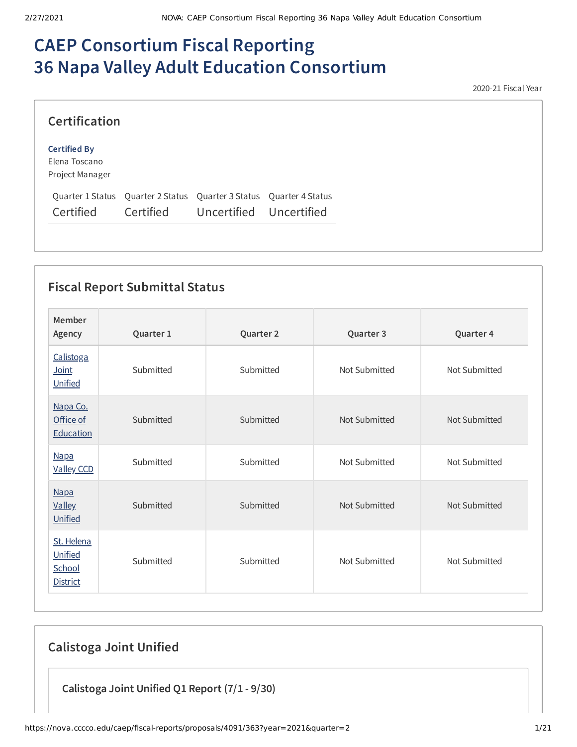# CAEP Consortium Fiscal Reporting
# 36 Napa Valley Adult Education Consortium

2020-21 Fiscal Year

## Certification

**Certified By**
Elena Toscano
Project Manager

| Quarter 1 Status | Quarter 2 Status | Quarter 3 Status | Quarter 4 Status |
|---|---|---|---|
| Certified | Certified | Uncertified | Uncertified |

## Fiscal Report Submittal Status

| Member Agency | Quarter 1 | Quarter 2 | Quarter 3 | Quarter 4 |
|---|---|---|---|---|
| Calistoga Joint Unified | Submitted | Submitted | Not Submitted | Not Submitted |
| Napa Co. Office of Education | Submitted | Submitted | Not Submitted | Not Submitted |
| Napa Valley CCD | Submitted | Submitted | Not Submitted | Not Submitted |
| Napa Valley Unified | Submitted | Submitted | Not Submitted | Not Submitted |
| St. Helena Unified School District | Submitted | Submitted | Not Submitted | Not Submitted |

## Calistoga Joint Unified

### Calistoga Joint Unified Q1 Report (7/1 - 9/30)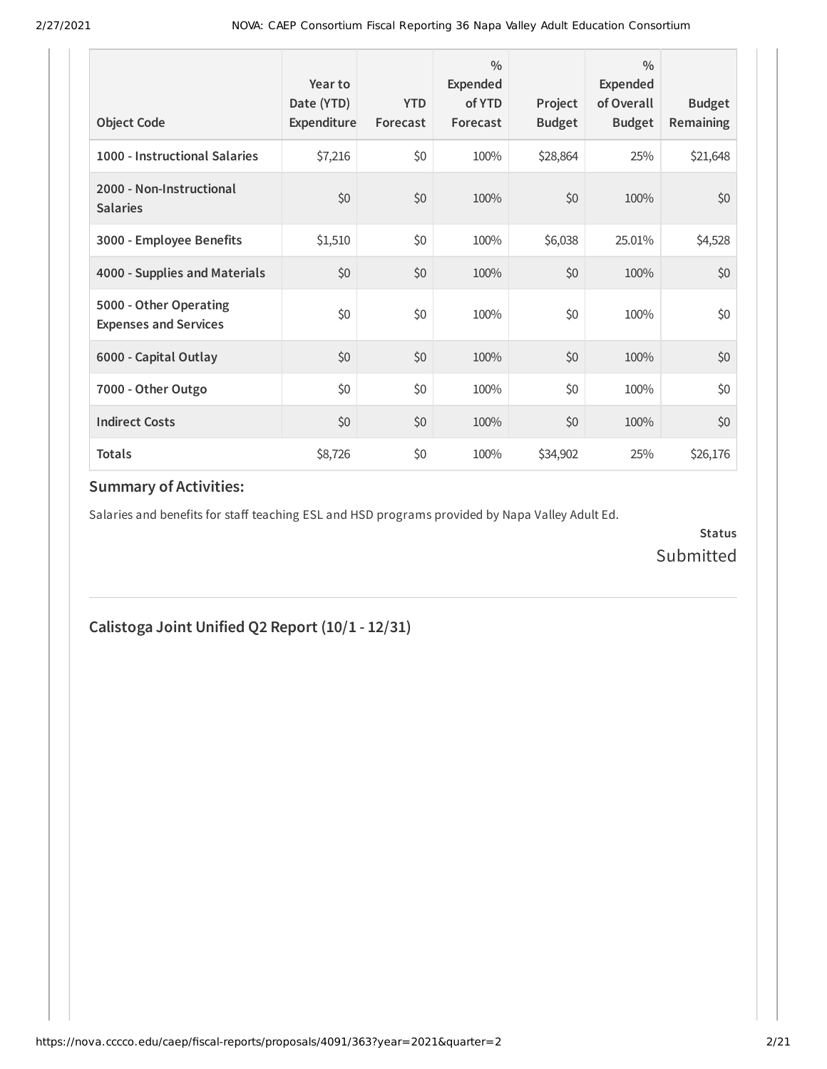| Object Code | Year to Date (YTD) Expenditure | YTD Forecast | % Expended of YTD Forecast | Project Budget | % Expended of Overall Budget | Budget Remaining |
|---|---|---|---|---|---|---|
| 1000 - Instructional Salaries | $7,216 | $0 | 100% | $28,864 | 25% | $21,648 |
| 2000 - Non-Instructional Salaries | $0 | $0 | 100% | $0 | 100% | $0 |
| 3000 - Employee Benefits | $1,510 | $0 | 100% | $6,038 | 25.01% | $4,528 |
| 4000 - Supplies and Materials | $0 | $0 | 100% | $0 | 100% | $0 |
| 5000 - Other Operating Expenses and Services | $0 | $0 | 100% | $0 | 100% | $0 |
| 6000 - Capital Outlay | $0 | $0 | 100% | $0 | 100% | $0 |
| 7000 - Other Outgo | $0 | $0 | 100% | $0 | 100% | $0 |
| Indirect Costs | $0 | $0 | 100% | $0 | 100% | $0 |
| Totals | $8,726 | $0 | 100% | $34,902 | 25% | $26,176 |

### Summary of Activities:

Salaries and benefits for staff teaching ESL and HSD programs provided by Napa Valley Adult Ed.

**Status**

Submitted

## Calistoga Joint Unified Q2 Report (10/1 - 12/31)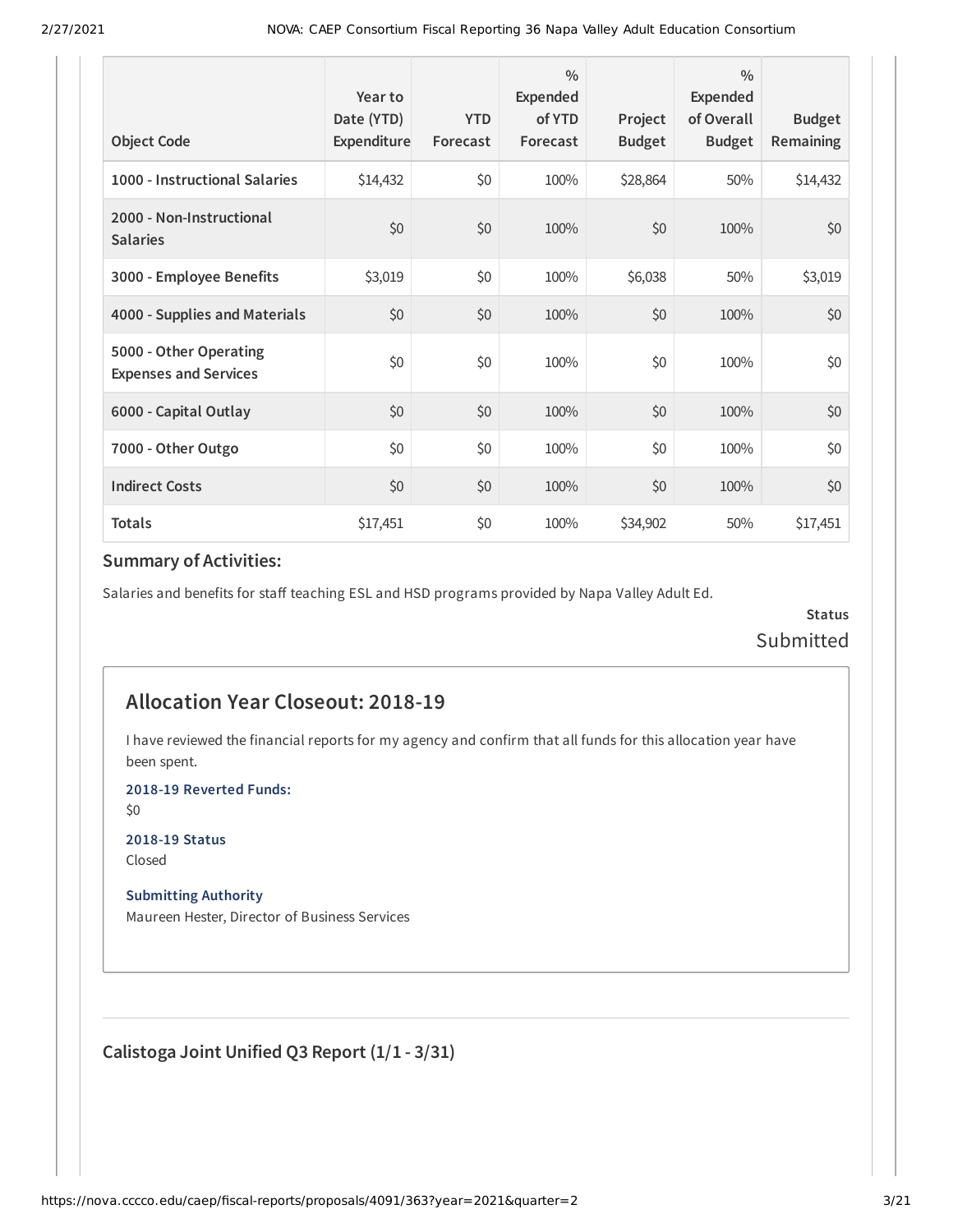| Object Code | Year to Date (YTD) Expenditure | YTD Forecast | % Expended of YTD Forecast | Project Budget | % Expended of Overall Budget | Budget Remaining |
|---|---|---|---|---|---|---|
| 1000 - Instructional Salaries | $14,432 | $0 | 100% | $28,864 | 50% | $14,432 |
| 2000 - Non-Instructional Salaries | $0 | $0 | 100% | $0 | 100% | $0 |
| 3000 - Employee Benefits | $3,019 | $0 | 100% | $6,038 | 50% | $3,019 |
| 4000 - Supplies and Materials | $0 | $0 | 100% | $0 | 100% | $0 |
| 5000 - Other Operating Expenses and Services | $0 | $0 | 100% | $0 | 100% | $0 |
| 6000 - Capital Outlay | $0 | $0 | 100% | $0 | 100% | $0 |
| 7000 - Other Outgo | $0 | $0 | 100% | $0 | 100% | $0 |
| Indirect Costs | $0 | $0 | 100% | $0 | 100% | $0 |
| Totals | $17,451 | $0 | 100% | $34,902 | 50% | $17,451 |

### Summary of Activities:

Salaries and benefits for staff teaching ESL and HSD programs provided by Napa Valley Adult Ed.

**Status**
Submitted

## Allocation Year Closeout: 2018-19

I have reviewed the financial reports for my agency and confirm that all funds for this allocation year have been spent.

**2018-19 Reverted Funds:**
$0

**2018-19 Status**
Closed

**Submitting Authority**
Maureen Hester, Director of Business Services

### Calistoga Joint Unified Q3 Report (1/1 - 3/31)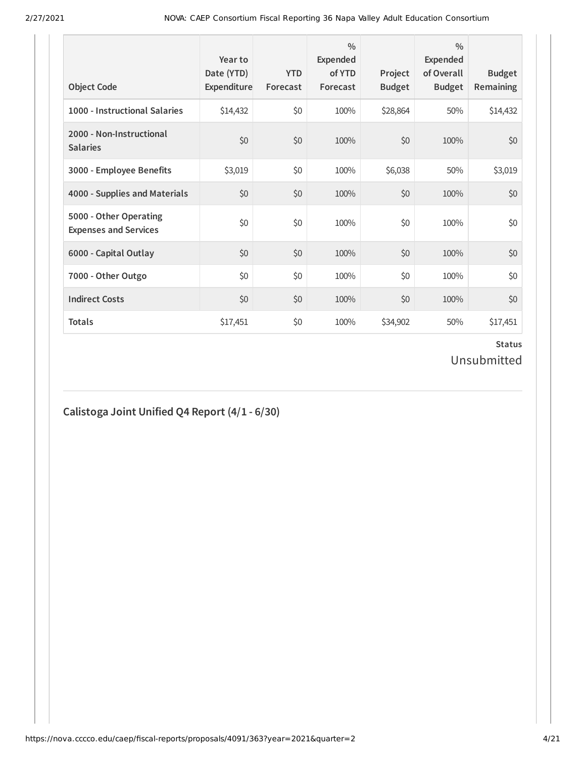| Object Code | Year to Date (YTD) Expenditure | YTD Forecast | % Expended of YTD Forecast | Project Budget | % Expended of Overall Budget | Budget Remaining |
|---|---|---|---|---|---|---|
| 1000 - Instructional Salaries | $14,432 | $0 | 100% | $28,864 | 50% | $14,432 |
| 2000 - Non-Instructional Salaries | $0 | $0 | 100% | $0 | 100% | $0 |
| 3000 - Employee Benefits | $3,019 | $0 | 100% | $6,038 | 50% | $3,019 |
| 4000 - Supplies and Materials | $0 | $0 | 100% | $0 | 100% | $0 |
| 5000 - Other Operating Expenses and Services | $0 | $0 | 100% | $0 | 100% | $0 |
| 6000 - Capital Outlay | $0 | $0 | 100% | $0 | 100% | $0 |
| 7000 - Other Outgo | $0 | $0 | 100% | $0 | 100% | $0 |
| Indirect Costs | $0 | $0 | 100% | $0 | 100% | $0 |
| Totals | $17,451 | $0 | 100% | $34,902 | 50% | $17,451 |

**Status**

Unsubmitted

## Calistoga Joint Unified Q4 Report (4/1 - 6/30)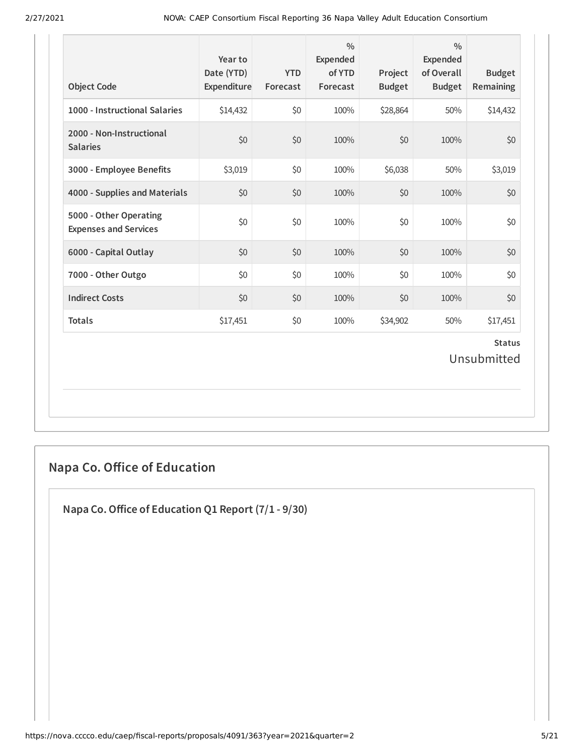| Object Code | Year to Date (YTD) Expenditure | YTD Forecast | % Expended of YTD Forecast | Project Budget | % Expended of Overall Budget | Budget Remaining |
|---|---|---|---|---|---|---|
| 1000 - Instructional Salaries | $14,432 | $0 | 100% | $28,864 | 50% | $14,432 |
| 2000 - Non-Instructional Salaries | $0 | $0 | 100% | $0 | 100% | $0 |
| 3000 - Employee Benefits | $3,019 | $0 | 100% | $6,038 | 50% | $3,019 |
| 4000 - Supplies and Materials | $0 | $0 | 100% | $0 | 100% | $0 |
| 5000 - Other Operating Expenses and Services | $0 | $0 | 100% | $0 | 100% | $0 |
| 6000 - Capital Outlay | $0 | $0 | 100% | $0 | 100% | $0 |
| 7000 - Other Outgo | $0 | $0 | 100% | $0 | 100% | $0 |
| Indirect Costs | $0 | $0 | 100% | $0 | 100% | $0 |
| Totals | $17,451 | $0 | 100% | $34,902 | 50% | $17,451 |

**Status**

Unsubmitted

## Napa Co. Office of Education

### Napa Co. Office of Education Q1 Report (7/1 - 9/30)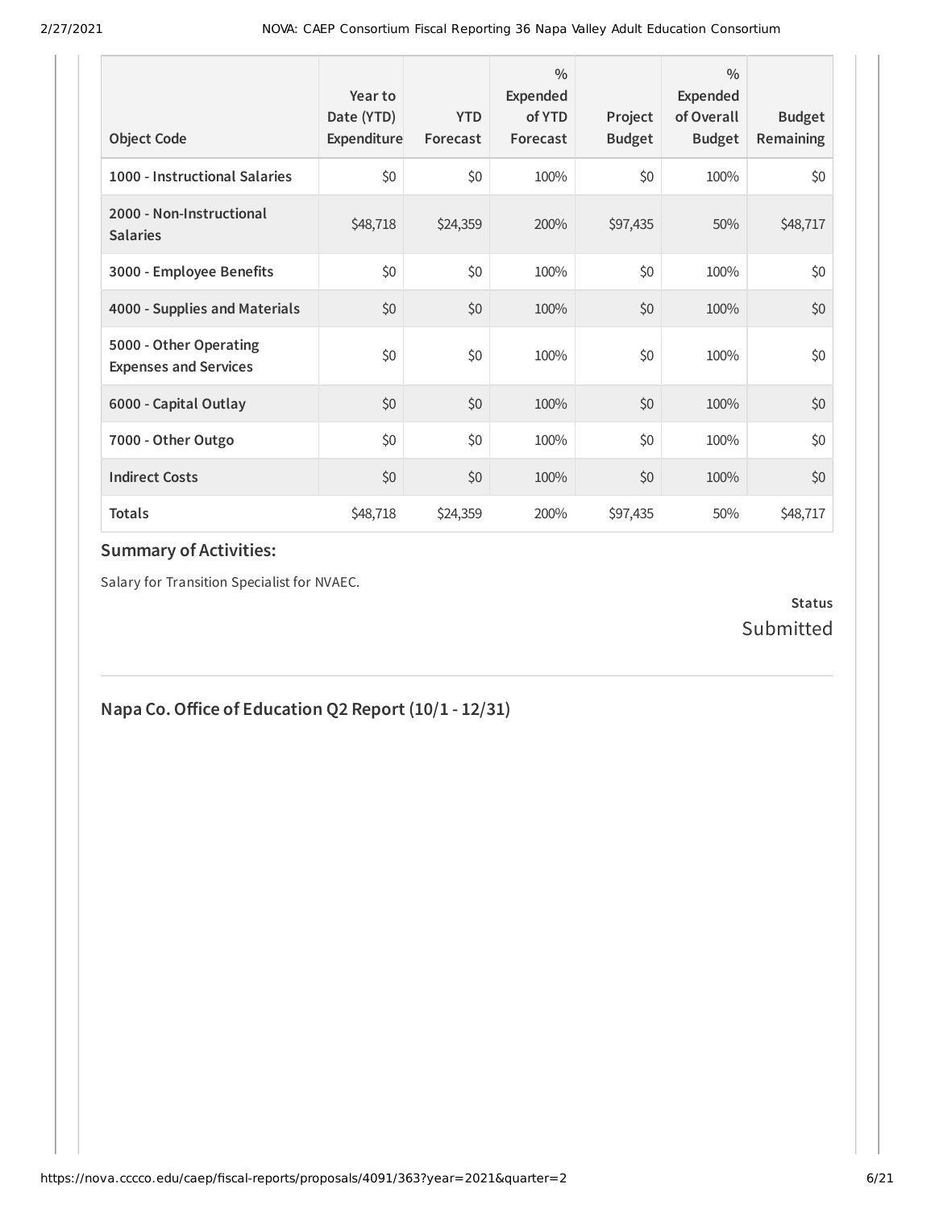| Object Code | Year to Date (YTD) Expenditure | YTD Forecast | % Expended of YTD Forecast | Project Budget | % Expended of Overall Budget | Budget Remaining |
|---|---|---|---|---|---|---|
| 1000 - Instructional Salaries | $0 | $0 | 100% | $0 | 100% | $0 |
| 2000 - Non-Instructional Salaries | $48,718 | $24,359 | 200% | $97,435 | 50% | $48,717 |
| 3000 - Employee Benefits | $0 | $0 | 100% | $0 | 100% | $0 |
| 4000 - Supplies and Materials | $0 | $0 | 100% | $0 | 100% | $0 |
| 5000 - Other Operating Expenses and Services | $0 | $0 | 100% | $0 | 100% | $0 |
| 6000 - Capital Outlay | $0 | $0 | 100% | $0 | 100% | $0 |
| 7000 - Other Outgo | $0 | $0 | 100% | $0 | 100% | $0 |
| Indirect Costs | $0 | $0 | 100% | $0 | 100% | $0 |
| Totals | $48,718 | $24,359 | 200% | $97,435 | 50% | $48,717 |

### Summary of Activities:

Salary for Transition Specialist for NVAEC.

**Status**
Submitted

## Napa Co. Office of Education Q2 Report (10/1 - 12/31)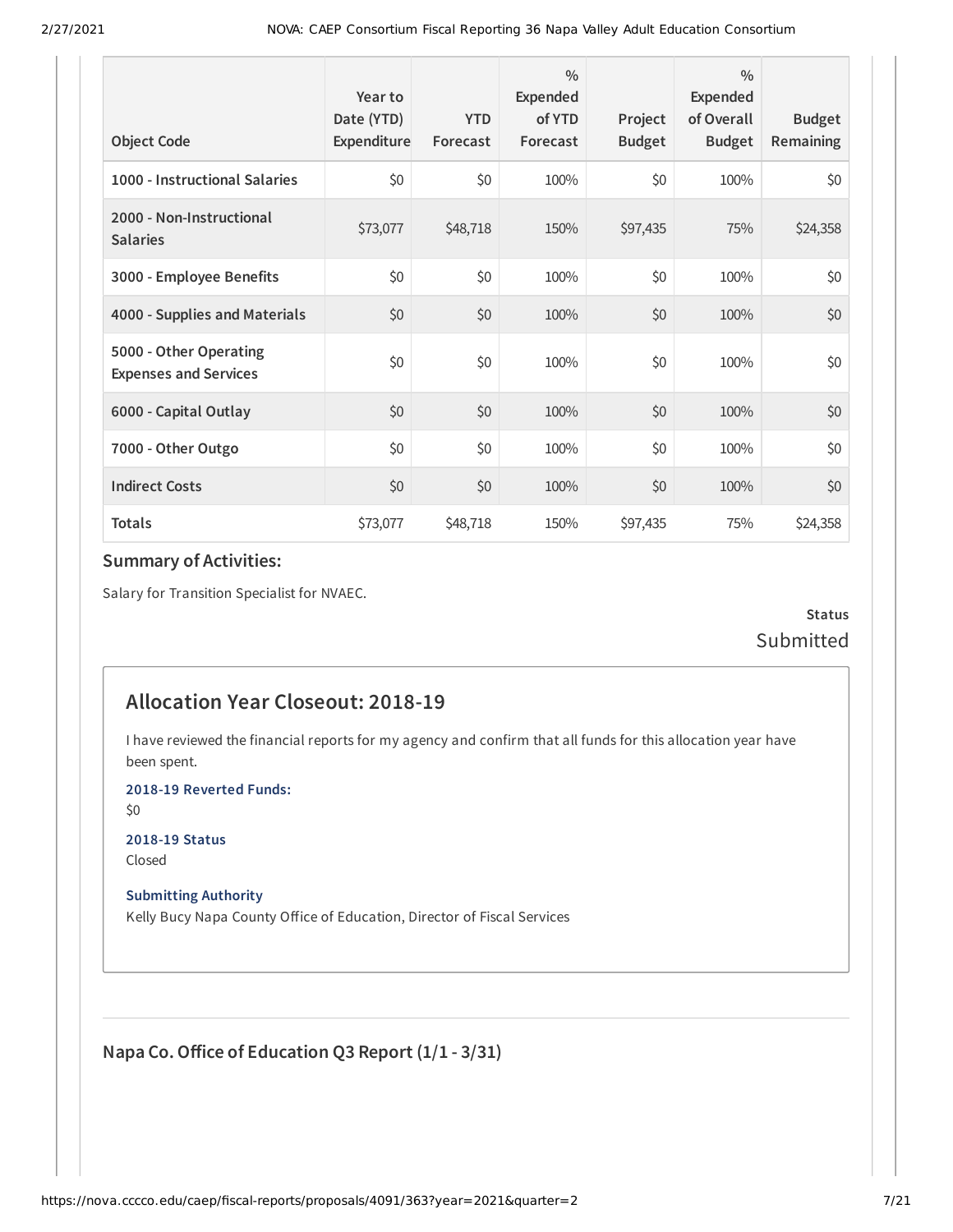| Object Code | Year to Date (YTD) Expenditure | YTD Forecast | % Expended of YTD Forecast | Project Budget | % Expended of Overall Budget | Budget Remaining |
|---|---|---|---|---|---|---|
| 1000 - Instructional Salaries | $0 | $0 | 100% | $0 | 100% | $0 |
| 2000 - Non-Instructional Salaries | $73,077 | $48,718 | 150% | $97,435 | 75% | $24,358 |
| 3000 - Employee Benefits | $0 | $0 | 100% | $0 | 100% | $0 |
| 4000 - Supplies and Materials | $0 | $0 | 100% | $0 | 100% | $0 |
| 5000 - Other Operating Expenses and Services | $0 | $0 | 100% | $0 | 100% | $0 |
| 6000 - Capital Outlay | $0 | $0 | 100% | $0 | 100% | $0 |
| 7000 - Other Outgo | $0 | $0 | 100% | $0 | 100% | $0 |
| Indirect Costs | $0 | $0 | 100% | $0 | 100% | $0 |
| Totals | $73,077 | $48,718 | 150% | $97,435 | 75% | $24,358 |

### Summary of Activities:

Salary for Transition Specialist for NVAEC.

**Status**
Submitted

## Allocation Year Closeout: 2018-19

I have reviewed the financial reports for my agency and confirm that all funds for this allocation year have been spent.

**2018-19 Reverted Funds:**
$0

**2018-19 Status**
Closed

**Submitting Authority**
Kelly Bucy Napa County Office of Education, Director of Fiscal Services

### Napa Co. Office of Education Q3 Report (1/1 - 3/31)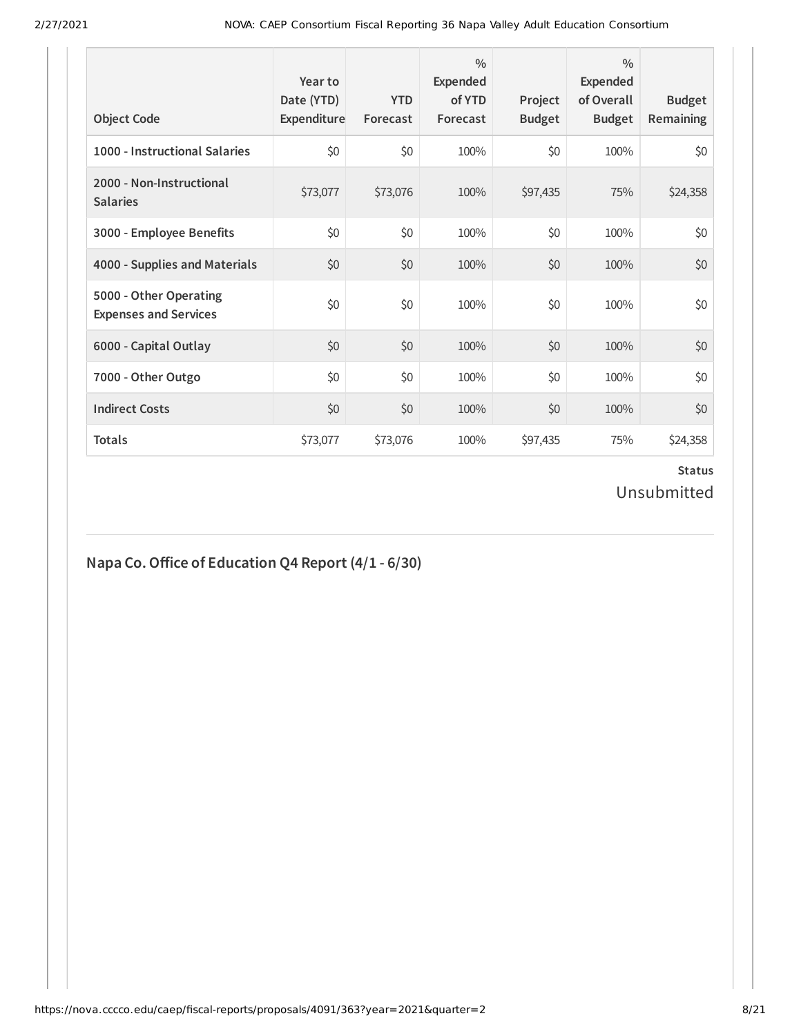| Object Code | Year to Date (YTD) Expenditure | YTD Forecast | % Expended of YTD Forecast | Project Budget | % Expended of Overall Budget | Budget Remaining |
|---|---|---|---|---|---|---|
| **1000 - Instructional Salaries** | $0 | $0 | 100% | $0 | 100% | $0 |
| **2000 - Non-Instructional Salaries** | $73,077 | $73,076 | 100% | $97,435 | 75% | $24,358 |
| **3000 - Employee Benefits** | $0 | $0 | 100% | $0 | 100% | $0 |
| **4000 - Supplies and Materials** | $0 | $0 | 100% | $0 | 100% | $0 |
| **5000 - Other Operating Expenses and Services** | $0 | $0 | 100% | $0 | 100% | $0 |
| **6000 - Capital Outlay** | $0 | $0 | 100% | $0 | 100% | $0 |
| **7000 - Other Outgo** | $0 | $0 | 100% | $0 | 100% | $0 |
| **Indirect Costs** | $0 | $0 | 100% | $0 | 100% | $0 |
| **Totals** | $73,077 | $73,076 | 100% | $97,435 | 75% | $24,358 |

**Status**

Unsubmitted

## Napa Co. Office of Education Q4 Report (4/1 - 6/30)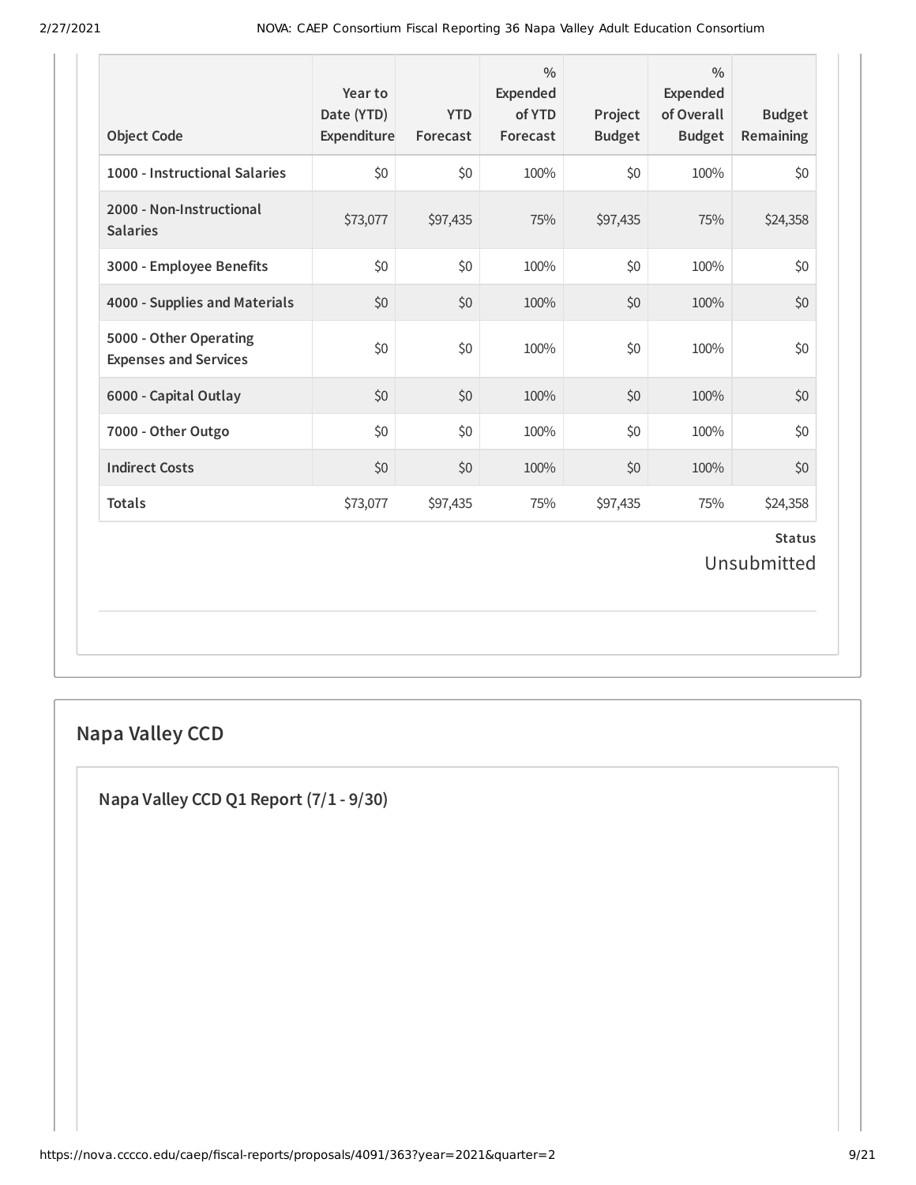| Object Code | Year to Date (YTD) Expenditure | YTD Forecast | % Expended of YTD Forecast | Project Budget | % Expended of Overall Budget | Budget Remaining |
|---|---|---|---|---|---|---|
| 1000 - Instructional Salaries | $0 | $0 | 100% | $0 | 100% | $0 |
| 2000 - Non-Instructional Salaries | $73,077 | $97,435 | 75% | $97,435 | 75% | $24,358 |
| 3000 - Employee Benefits | $0 | $0 | 100% | $0 | 100% | $0 |
| 4000 - Supplies and Materials | $0 | $0 | 100% | $0 | 100% | $0 |
| 5000 - Other Operating Expenses and Services | $0 | $0 | 100% | $0 | 100% | $0 |
| 6000 - Capital Outlay | $0 | $0 | 100% | $0 | 100% | $0 |
| 7000 - Other Outgo | $0 | $0 | 100% | $0 | 100% | $0 |
| Indirect Costs | $0 | $0 | 100% | $0 | 100% | $0 |
| Totals | $73,077 | $97,435 | 75% | $97,435 | 75% | $24,358 |

**Status**

Unsubmitted

## Napa Valley CCD

### Napa Valley CCD Q1 Report (7/1 - 9/30)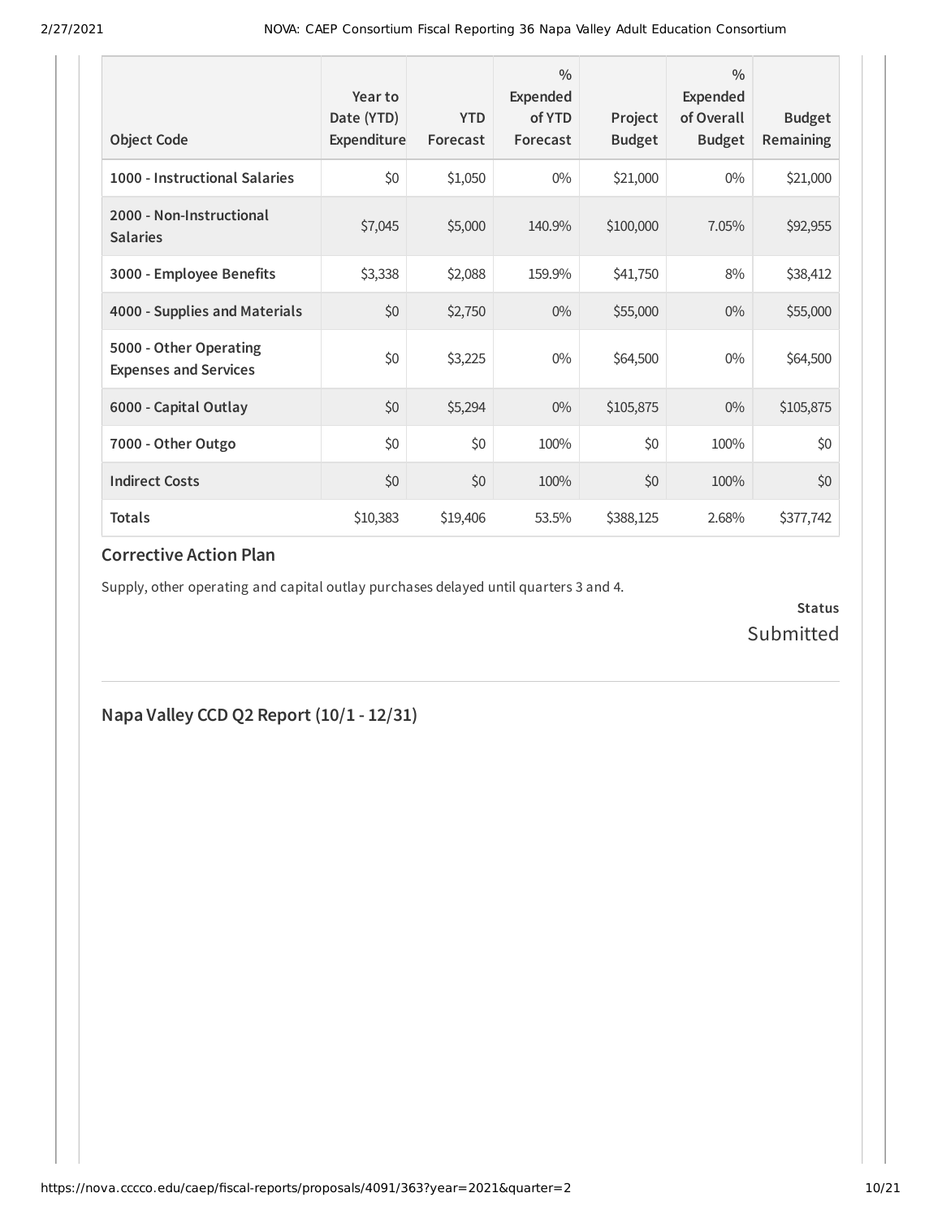| Object Code | Year to Date (YTD) Expenditure | YTD Forecast | % Expended of YTD Forecast | Project Budget | % Expended of Overall Budget | Budget Remaining |
|---|---|---|---|---|---|---|
| **1000 - Instructional Salaries** | $0 | $1,050 | 0% | $21,000 | 0% | $21,000 |
| **2000 - Non-Instructional Salaries** | $7,045 | $5,000 | 140.9% | $100,000 | 7.05% | $92,955 |
| **3000 - Employee Benefits** | $3,338 | $2,088 | 159.9% | $41,750 | 8% | $38,412 |
| **4000 - Supplies and Materials** | $0 | $2,750 | 0% | $55,000 | 0% | $55,000 |
| **5000 - Other Operating Expenses and Services** | $0 | $3,225 | 0% | $64,500 | 0% | $64,500 |
| **6000 - Capital Outlay** | $0 | $5,294 | 0% | $105,875 | 0% | $105,875 |
| **7000 - Other Outgo** | $0 | $0 | 100% | $0 | 100% | $0 |
| **Indirect Costs** | $0 | $0 | 100% | $0 | 100% | $0 |
| **Totals** | $10,383 | $19,406 | 53.5% | $388,125 | 2.68% | $377,742 |

### Corrective Action Plan

Supply, other operating and capital outlay purchases delayed until quarters 3 and 4.

**Status**
Submitted

## Napa Valley CCD Q2 Report (10/1 - 12/31)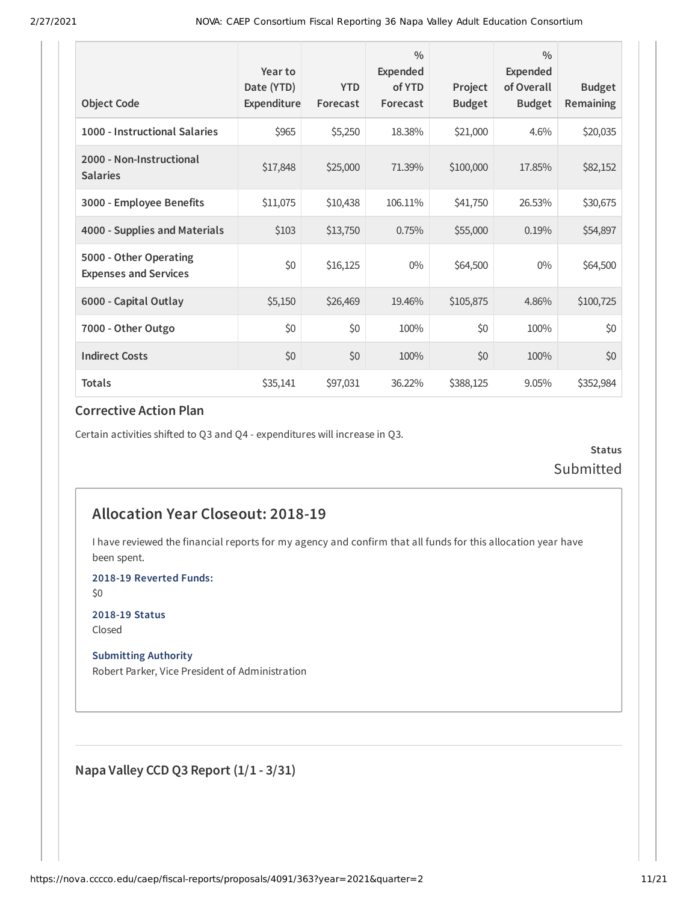| Object Code | Year to Date (YTD) Expenditure | YTD Forecast | % Expended of YTD Forecast | Project Budget | % Expended of Overall Budget | Budget Remaining |
|---|---|---|---|---|---|---|
| 1000 - Instructional Salaries | $965 | $5,250 | 18.38% | $21,000 | 4.6% | $20,035 |
| 2000 - Non-Instructional Salaries | $17,848 | $25,000 | 71.39% | $100,000 | 17.85% | $82,152 |
| 3000 - Employee Benefits | $11,075 | $10,438 | 106.11% | $41,750 | 26.53% | $30,675 |
| 4000 - Supplies and Materials | $103 | $13,750 | 0.75% | $55,000 | 0.19% | $54,897 |
| 5000 - Other Operating Expenses and Services | $0 | $16,125 | 0% | $64,500 | 0% | $64,500 |
| 6000 - Capital Outlay | $5,150 | $26,469 | 19.46% | $105,875 | 4.86% | $100,725 |
| 7000 - Other Outgo | $0 | $0 | 100% | $0 | 100% | $0 |
| Indirect Costs | $0 | $0 | 100% | $0 | 100% | $0 |
| Totals | $35,141 | $97,031 | 36.22% | $388,125 | 9.05% | $352,984 |

### Corrective Action Plan

Certain activities shifted to Q3 and Q4 - expenditures will increase in Q3.

**Status**
Submitted

## Allocation Year Closeout: 2018-19

I have reviewed the financial reports for my agency and confirm that all funds for this allocation year have been spent.

**2018-19 Reverted Funds:**
$0

**2018-19 Status**
Closed

**Submitting Authority**
Robert Parker, Vice President of Administration

### Napa Valley CCD Q3 Report (1/1 - 3/31)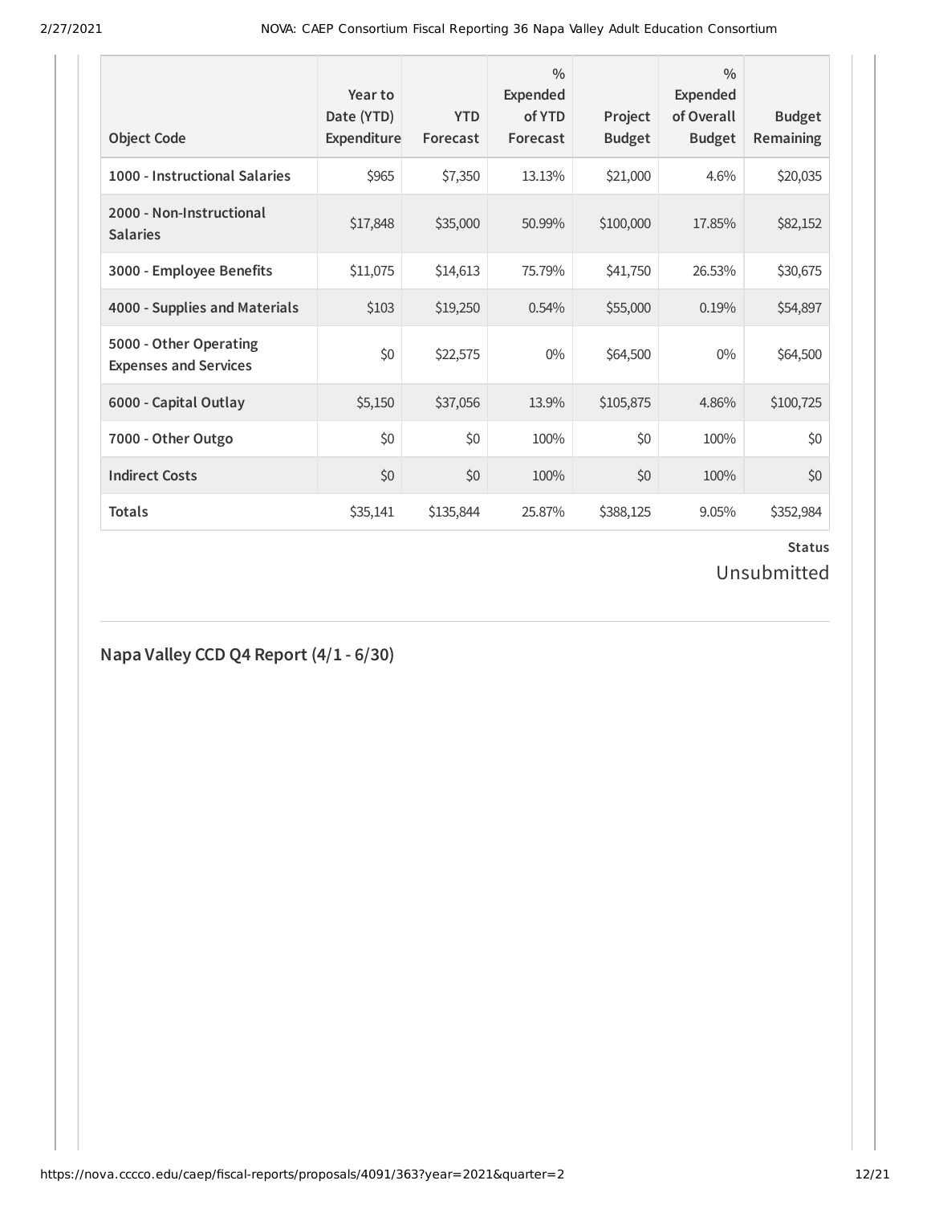| Object Code | Year to Date (YTD) Expenditure | YTD Forecast | % Expended of YTD Forecast | Project Budget | % Expended of Overall Budget | Budget Remaining |
|---|---|---|---|---|---|---|
| 1000 - Instructional Salaries | $965 | $7,350 | 13.13% | $21,000 | 4.6% | $20,035 |
| 2000 - Non-Instructional Salaries | $17,848 | $35,000 | 50.99% | $100,000 | 17.85% | $82,152 |
| 3000 - Employee Benefits | $11,075 | $14,613 | 75.79% | $41,750 | 26.53% | $30,675 |
| 4000 - Supplies and Materials | $103 | $19,250 | 0.54% | $55,000 | 0.19% | $54,897 |
| 5000 - Other Operating Expenses and Services | $0 | $22,575 | 0% | $64,500 | 0% | $64,500 |
| 6000 - Capital Outlay | $5,150 | $37,056 | 13.9% | $105,875 | 4.86% | $100,725 |
| 7000 - Other Outgo | $0 | $0 | 100% | $0 | 100% | $0 |
| Indirect Costs | $0 | $0 | 100% | $0 | 100% | $0 |
| Totals | $35,141 | $135,844 | 25.87% | $388,125 | 9.05% | $352,984 |

**Status**

Unsubmitted

## Napa Valley CCD Q4 Report (4/1 - 6/30)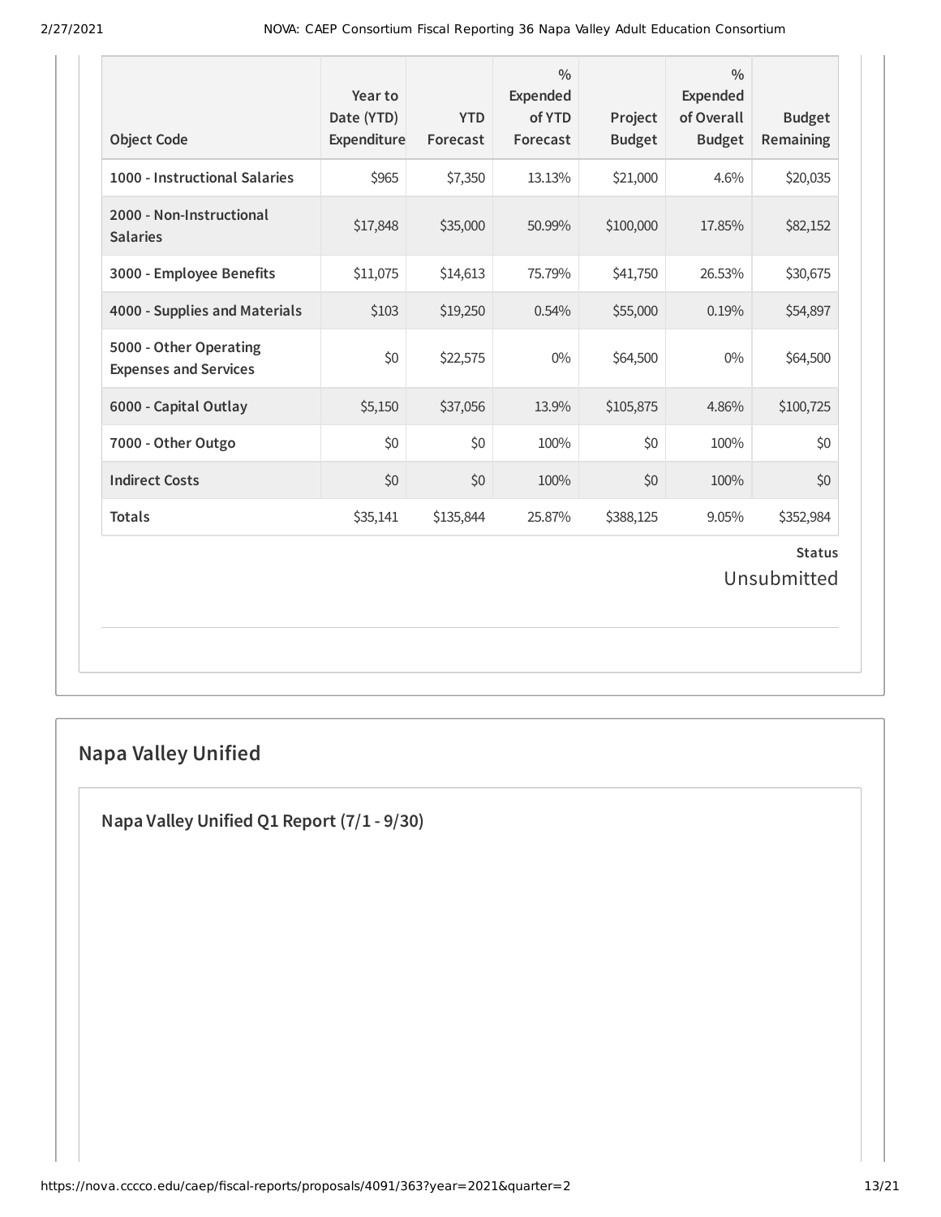| Object Code | Year to Date (YTD) Expenditure | YTD Forecast | % Expended of YTD Forecast | Project Budget | % Expended of Overall Budget | Budget Remaining |
|---|---|---|---|---|---|---|
| 1000 - Instructional Salaries | $965 | $7,350 | 13.13% | $21,000 | 4.6% | $20,035 |
| 2000 - Non-Instructional Salaries | $17,848 | $35,000 | 50.99% | $100,000 | 17.85% | $82,152 |
| 3000 - Employee Benefits | $11,075 | $14,613 | 75.79% | $41,750 | 26.53% | $30,675 |
| 4000 - Supplies and Materials | $103 | $19,250 | 0.54% | $55,000 | 0.19% | $54,897 |
| 5000 - Other Operating Expenses and Services | $0 | $22,575 | 0% | $64,500 | 0% | $64,500 |
| 6000 - Capital Outlay | $5,150 | $37,056 | 13.9% | $105,875 | 4.86% | $100,725 |
| 7000 - Other Outgo | $0 | $0 | 100% | $0 | 100% | $0 |
| Indirect Costs | $0 | $0 | 100% | $0 | 100% | $0 |
| Totals | $35,141 | $135,844 | 25.87% | $388,125 | 9.05% | $352,984 |

**Status**

Unsubmitted

## Napa Valley Unified

### Napa Valley Unified Q1 Report (7/1 - 9/30)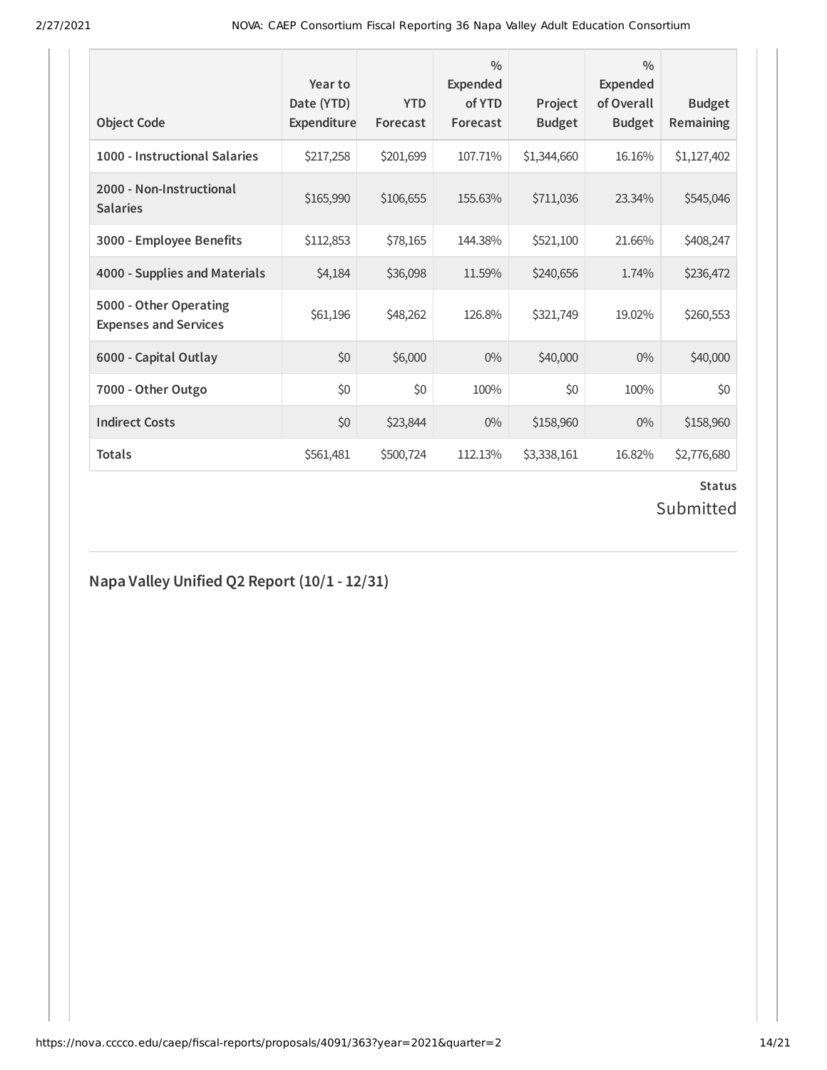| Object Code | Year to Date (YTD) Expenditure | YTD Forecast | % Expended of YTD Forecast | Project Budget | % Expended of Overall Budget | Budget Remaining |
| --- | --- | --- | --- | --- | --- | --- |
| 1000 - Instructional Salaries | $217,258 | $201,699 | 107.71% | $1,344,660 | 16.16% | $1,127,402 |
| 2000 - Non-Instructional Salaries | $165,990 | $106,655 | 155.63% | $711,036 | 23.34% | $545,046 |
| 3000 - Employee Benefits | $112,853 | $78,165 | 144.38% | $521,100 | 21.66% | $408,247 |
| 4000 - Supplies and Materials | $4,184 | $36,098 | 11.59% | $240,656 | 1.74% | $236,472 |
| 5000 - Other Operating Expenses and Services | $61,196 | $48,262 | 126.8% | $321,749 | 19.02% | $260,553 |
| 6000 - Capital Outlay | $0 | $6,000 | 0% | $40,000 | 0% | $40,000 |
| 7000 - Other Outgo | $0 | $0 | 100% | $0 | 100% | $0 |
| Indirect Costs | $0 | $23,844 | 0% | $158,960 | 0% | $158,960 |
| Totals | $561,481 | $500,724 | 112.13% | $3,338,161 | 16.82% | $2,776,680 |

**Status**

Submitted

## Napa Valley Unified Q2 Report (10/1 - 12/31)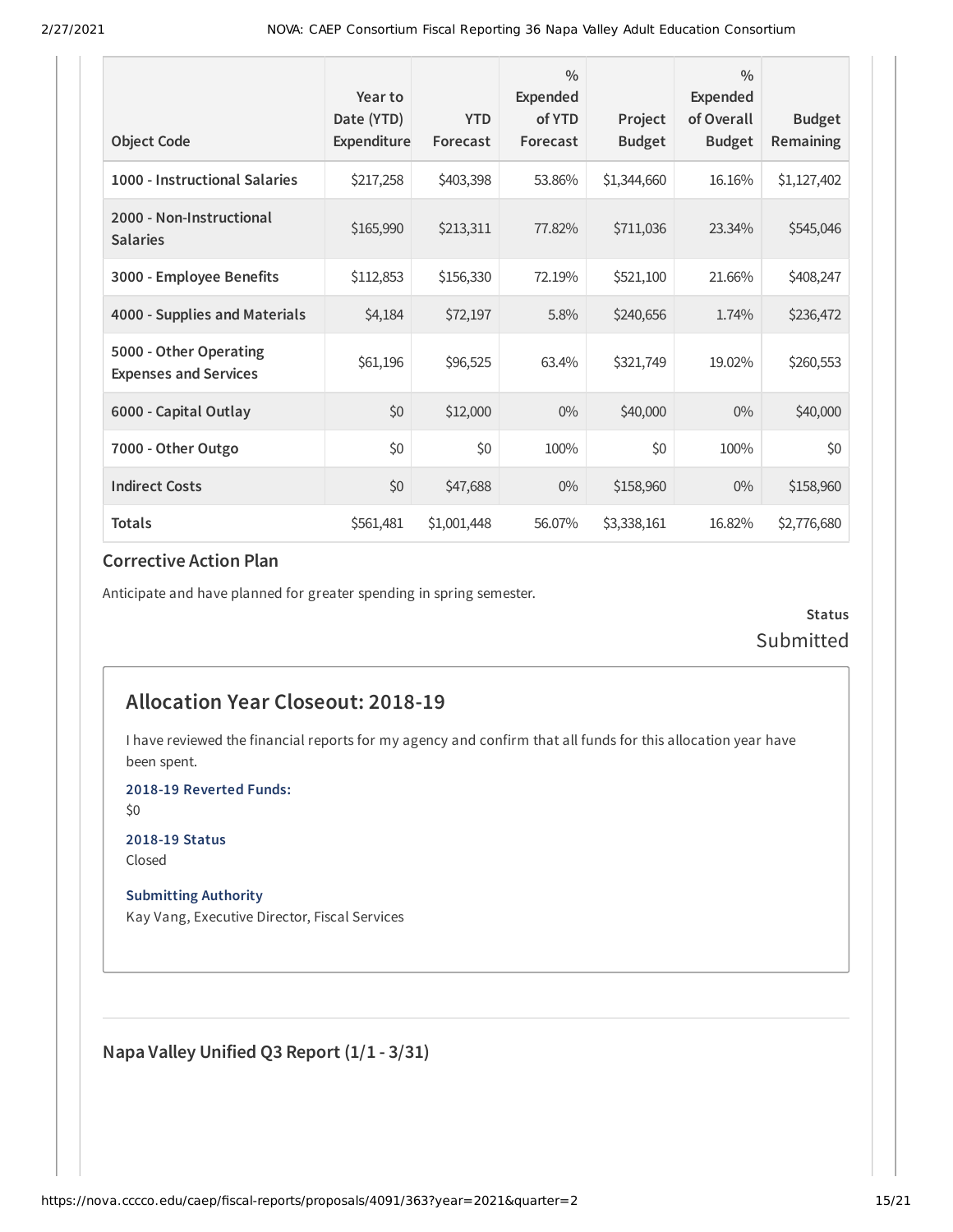| Object Code | Year to Date (YTD) Expenditure | YTD Forecast | % Expended of YTD Forecast | Project Budget | % Expended of Overall Budget | Budget Remaining |
|---|---|---|---|---|---|---|
| 1000 - Instructional Salaries | $217,258 | $403,398 | 53.86% | $1,344,660 | 16.16% | $1,127,402 |
| 2000 - Non-Instructional Salaries | $165,990 | $213,311 | 77.82% | $711,036 | 23.34% | $545,046 |
| 3000 - Employee Benefits | $112,853 | $156,330 | 72.19% | $521,100 | 21.66% | $408,247 |
| 4000 - Supplies and Materials | $4,184 | $72,197 | 5.8% | $240,656 | 1.74% | $236,472 |
| 5000 - Other Operating Expenses and Services | $61,196 | $96,525 | 63.4% | $321,749 | 19.02% | $260,553 |
| 6000 - Capital Outlay | $0 | $12,000 | 0% | $40,000 | 0% | $40,000 |
| 7000 - Other Outgo | $0 | $0 | 100% | $0 | 100% | $0 |
| Indirect Costs | $0 | $47,688 | 0% | $158,960 | 0% | $158,960 |
| Totals | $561,481 | $1,001,448 | 56.07% | $3,338,161 | 16.82% | $2,776,680 |

### Corrective Action Plan

Anticipate and have planned for greater spending in spring semester.

**Status**
Submitted

## Allocation Year Closeout: 2018-19

I have reviewed the financial reports for my agency and confirm that all funds for this allocation year have been spent.

**2018-19 Reverted Funds:**
$0

**2018-19 Status**
Closed

**Submitting Authority**
Kay Vang, Executive Director, Fiscal Services

---

### Napa Valley Unified Q3 Report (1/1 - 3/31)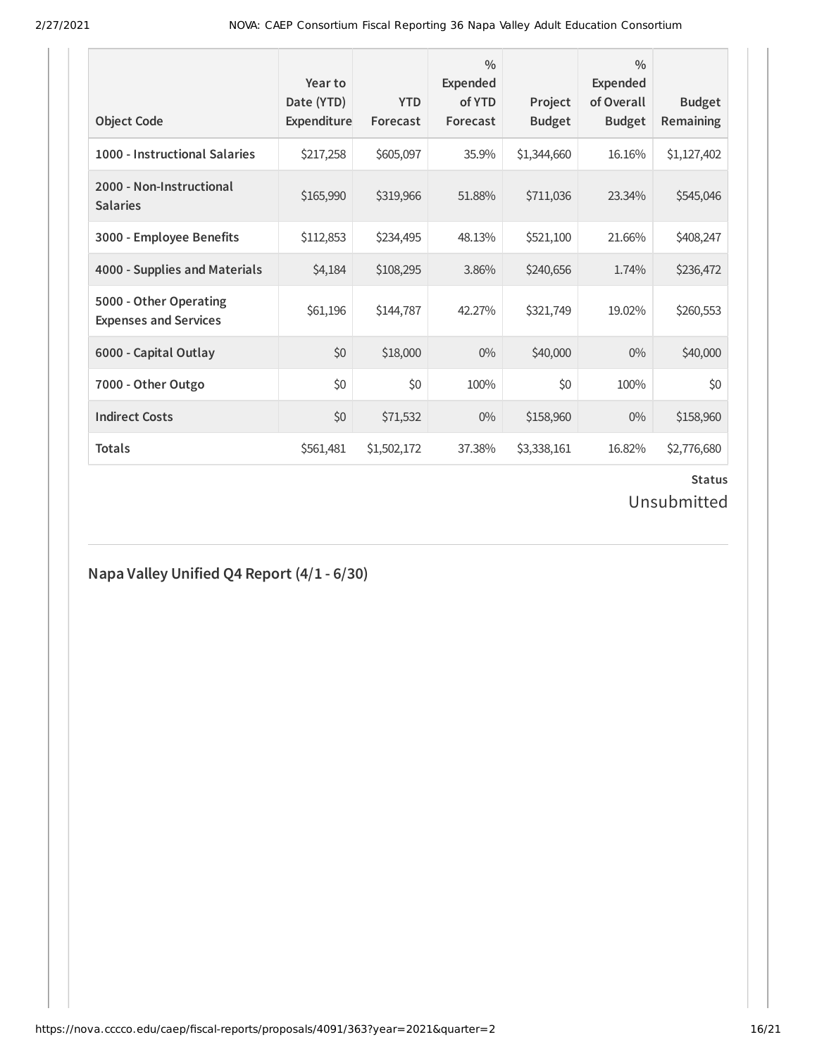| Object Code | Year to Date (YTD) Expenditure | YTD Forecast | % Expended of YTD Forecast | Project Budget | % Expended of Overall Budget | Budget Remaining |
|---|---|---|---|---|---|---|
| 1000 - Instructional Salaries | $217,258 | $605,097 | 35.9% | $1,344,660 | 16.16% | $1,127,402 |
| 2000 - Non-Instructional Salaries | $165,990 | $319,966 | 51.88% | $711,036 | 23.34% | $545,046 |
| 3000 - Employee Benefits | $112,853 | $234,495 | 48.13% | $521,100 | 21.66% | $408,247 |
| 4000 - Supplies and Materials | $4,184 | $108,295 | 3.86% | $240,656 | 1.74% | $236,472 |
| 5000 - Other Operating Expenses and Services | $61,196 | $144,787 | 42.27% | $321,749 | 19.02% | $260,553 |
| 6000 - Capital Outlay | $0 | $18,000 | 0% | $40,000 | 0% | $40,000 |
| 7000 - Other Outgo | $0 | $0 | 100% | $0 | 100% | $0 |
| Indirect Costs | $0 | $71,532 | 0% | $158,960 | 0% | $158,960 |
| Totals | $561,481 | $1,502,172 | 37.38% | $3,338,161 | 16.82% | $2,776,680 |

**Status**

Unsubmitted

## Napa Valley Unified Q4 Report (4/1 - 6/30)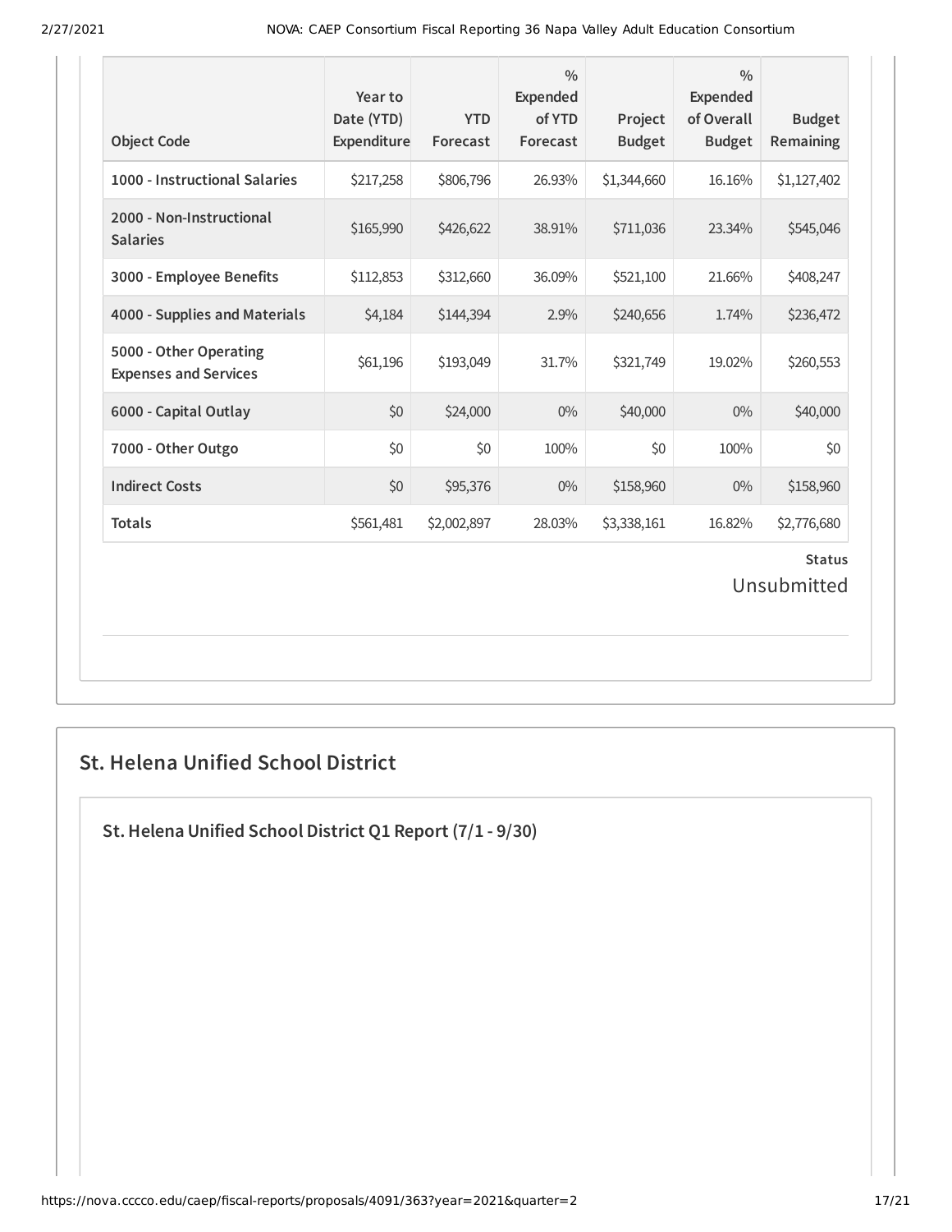| Object Code | Year to Date (YTD) Expenditure | YTD Forecast | % Expended of YTD Forecast | Project Budget | % Expended of Overall Budget | Budget Remaining |
|---|---|---|---|---|---|---|
| 1000 - Instructional Salaries | $217,258 | $806,796 | 26.93% | $1,344,660 | 16.16% | $1,127,402 |
| 2000 - Non-Instructional Salaries | $165,990 | $426,622 | 38.91% | $711,036 | 23.34% | $545,046 |
| 3000 - Employee Benefits | $112,853 | $312,660 | 36.09% | $521,100 | 21.66% | $408,247 |
| 4000 - Supplies and Materials | $4,184 | $144,394 | 2.9% | $240,656 | 1.74% | $236,472 |
| 5000 - Other Operating Expenses and Services | $61,196 | $193,049 | 31.7% | $321,749 | 19.02% | $260,553 |
| 6000 - Capital Outlay | $0 | $24,000 | 0% | $40,000 | 0% | $40,000 |
| 7000 - Other Outgo | $0 | $0 | 100% | $0 | 100% | $0 |
| Indirect Costs | $0 | $95,376 | 0% | $158,960 | 0% | $158,960 |
| Totals | $561,481 | $2,002,897 | 28.03% | $3,338,161 | 16.82% | $2,776,680 |

**Status**

Unsubmitted

## St. Helena Unified School District

### St. Helena Unified School District Q1 Report (7/1 - 9/30)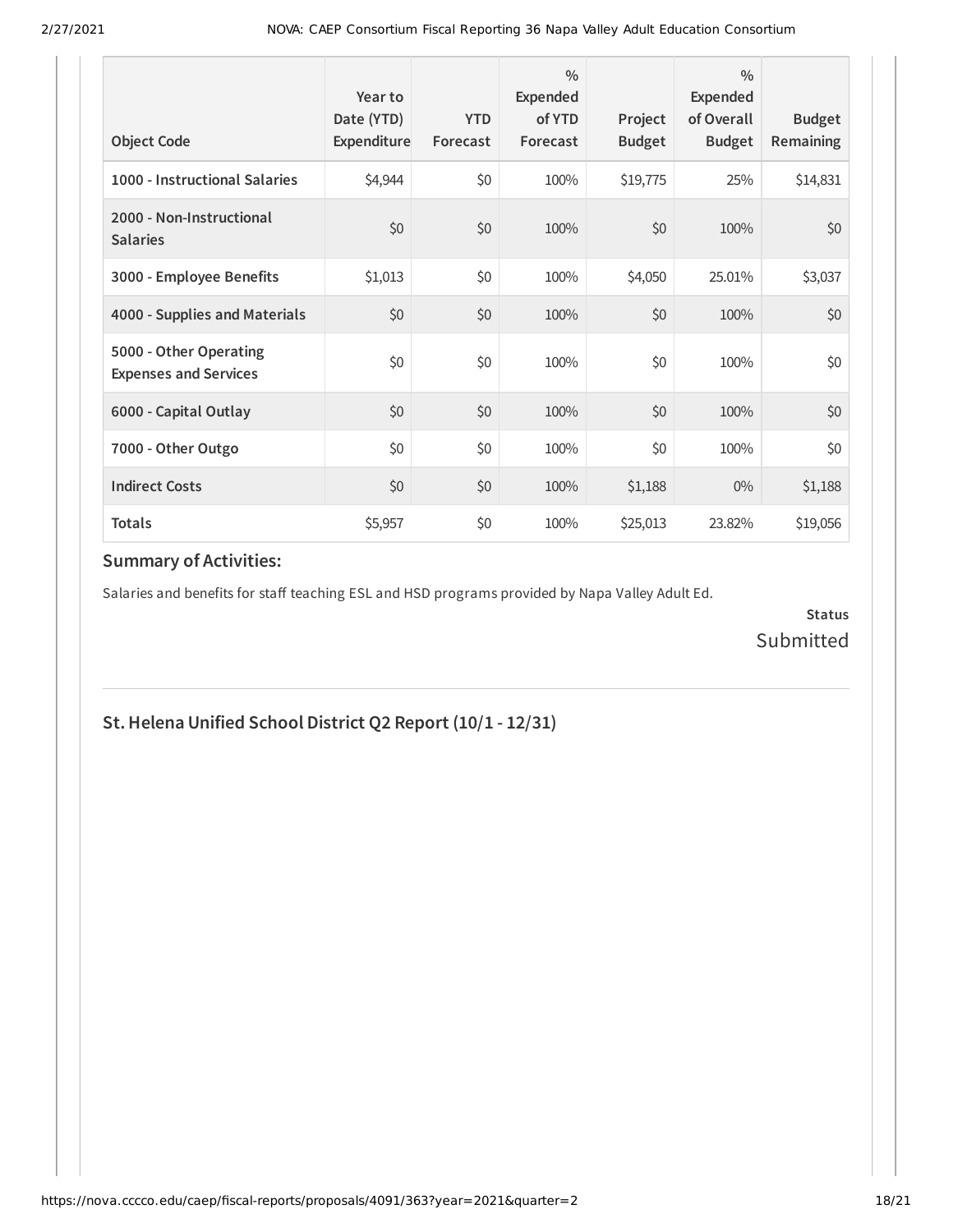| Object Code | Year to Date (YTD) Expenditure | YTD Forecast | % Expended of YTD Forecast | Project Budget | % Expended of Overall Budget | Budget Remaining |
|---|---|---|---|---|---|---|
| **1000 - Instructional Salaries** | $4,944 | $0 | 100% | $19,775 | 25% | $14,831 |
| **2000 - Non-Instructional Salaries** | $0 | $0 | 100% | $0 | 100% | $0 |
| **3000 - Employee Benefits** | $1,013 | $0 | 100% | $4,050 | 25.01% | $3,037 |
| **4000 - Supplies and Materials** | $0 | $0 | 100% | $0 | 100% | $0 |
| **5000 - Other Operating Expenses and Services** | $0 | $0 | 100% | $0 | 100% | $0 |
| **6000 - Capital Outlay** | $0 | $0 | 100% | $0 | 100% | $0 |
| **7000 - Other Outgo** | $0 | $0 | 100% | $0 | 100% | $0 |
| **Indirect Costs** | $0 | $0 | 100% | $1,188 | 0% | $1,188 |
| **Totals** | $5,957 | $0 | 100% | $25,013 | 23.82% | $19,056 |

### Summary of Activities:

Salaries and benefits for staff teaching ESL and HSD programs provided by Napa Valley Adult Ed.

**Status**
Submitted

## St. Helena Unified School District Q2 Report (10/1 - 12/31)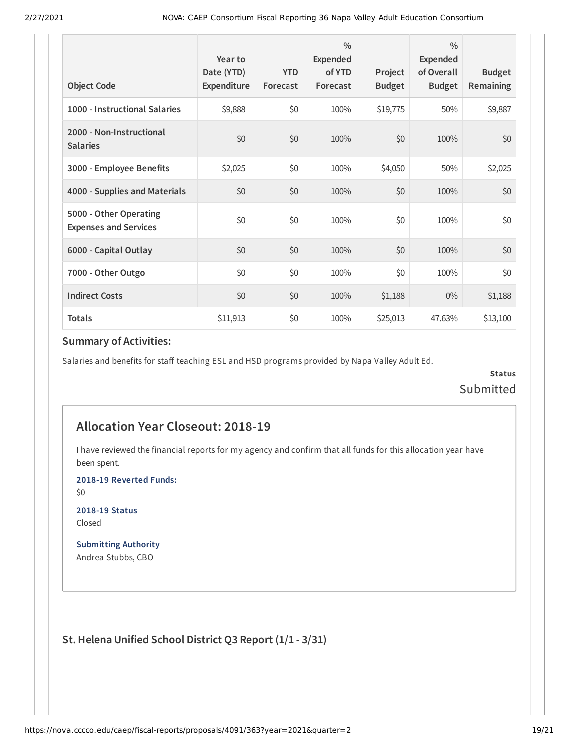| Object Code | Year to Date (YTD) Expenditure | YTD Forecast | % Expended of YTD Forecast | Project Budget | % Expended of Overall Budget | Budget Remaining |
|---|---|---|---|---|---|---|
| 1000 - Instructional Salaries | $9,888 | $0 | 100% | $19,775 | 50% | $9,887 |
| 2000 - Non-Instructional Salaries | $0 | $0 | 100% | $0 | 100% | $0 |
| 3000 - Employee Benefits | $2,025 | $0 | 100% | $4,050 | 50% | $2,025 |
| 4000 - Supplies and Materials | $0 | $0 | 100% | $0 | 100% | $0 |
| 5000 - Other Operating Expenses and Services | $0 | $0 | 100% | $0 | 100% | $0 |
| 6000 - Capital Outlay | $0 | $0 | 100% | $0 | 100% | $0 |
| 7000 - Other Outgo | $0 | $0 | 100% | $0 | 100% | $0 |
| Indirect Costs | $0 | $0 | 100% | $1,188 | 0% | $1,188 |
| Totals | $11,913 | $0 | 100% | $25,013 | 47.63% | $13,100 |

### Summary of Activities:

Salaries and benefits for staff teaching ESL and HSD programs provided by Napa Valley Adult Ed.

**Status**

Submitted

## Allocation Year Closeout: 2018-19

I have reviewed the financial reports for my agency and confirm that all funds for this allocation year have been spent.

**2018-19 Reverted Funds:**

$0

**2018-19 Status**

Closed

**Submitting Authority**

Andrea Stubbs, CBO

### St. Helena Unified School District Q3 Report (1/1 - 3/31)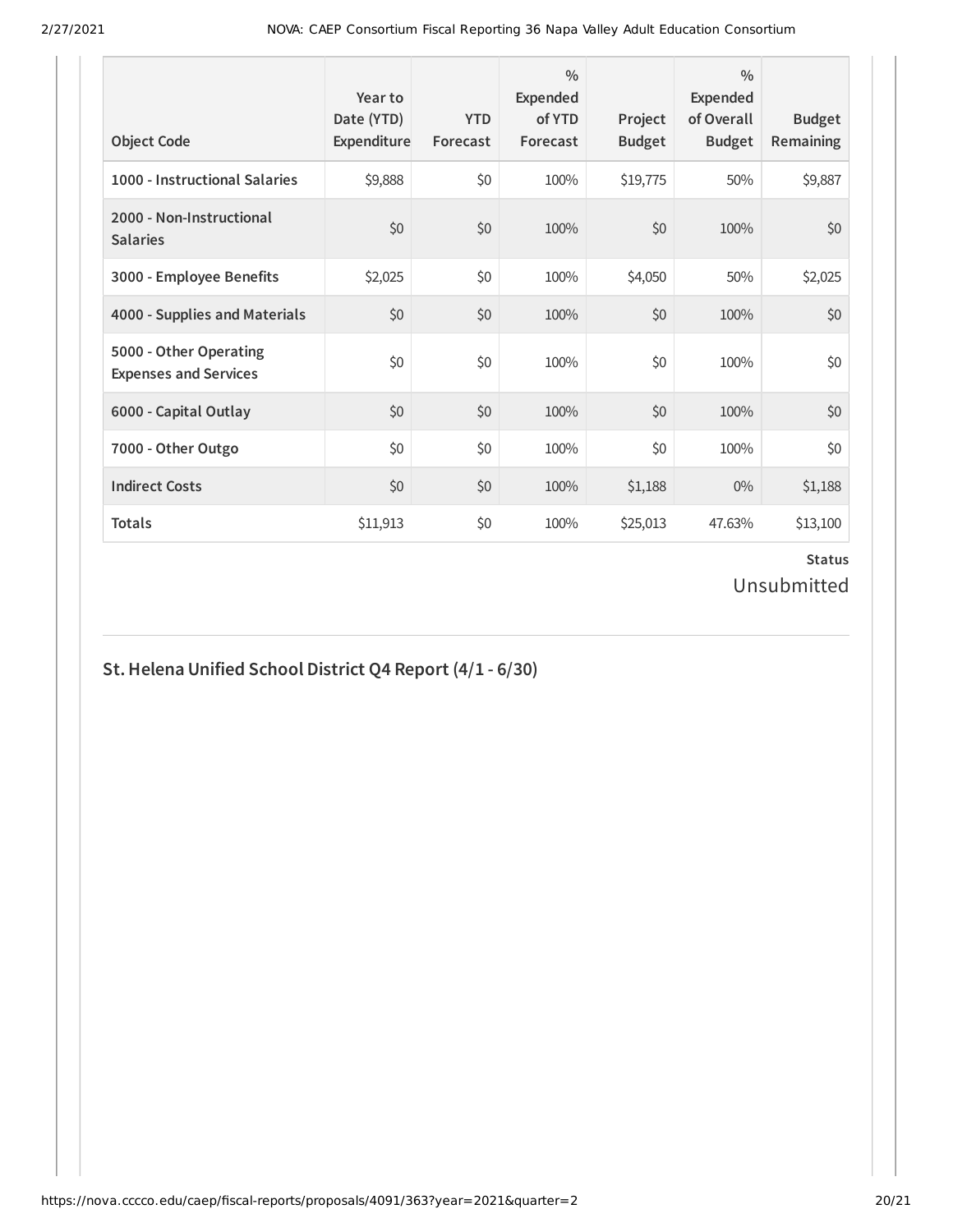| Object Code | Year to Date (YTD) Expenditure | YTD Forecast | % Expended of YTD Forecast | Project Budget | % Expended of Overall Budget | Budget Remaining |
|---|---|---|---|---|---|---|
| **1000 - Instructional Salaries** | $9,888 | $0 | 100% | $19,775 | 50% | $9,887 |
| **2000 - Non-Instructional Salaries** | $0 | $0 | 100% | $0 | 100% | $0 |
| **3000 - Employee Benefits** | $2,025 | $0 | 100% | $4,050 | 50% | $2,025 |
| **4000 - Supplies and Materials** | $0 | $0 | 100% | $0 | 100% | $0 |
| **5000 - Other Operating Expenses and Services** | $0 | $0 | 100% | $0 | 100% | $0 |
| **6000 - Capital Outlay** | $0 | $0 | 100% | $0 | 100% | $0 |
| **7000 - Other Outgo** | $0 | $0 | 100% | $0 | 100% | $0 |
| **Indirect Costs** | $0 | $0 | 100% | $1,188 | 0% | $1,188 |
| **Totals** | $11,913 | $0 | 100% | $25,013 | 47.63% | $13,100 |

**Status**

Unsubmitted

## St. Helena Unified School District Q4 Report (4/1 - 6/30)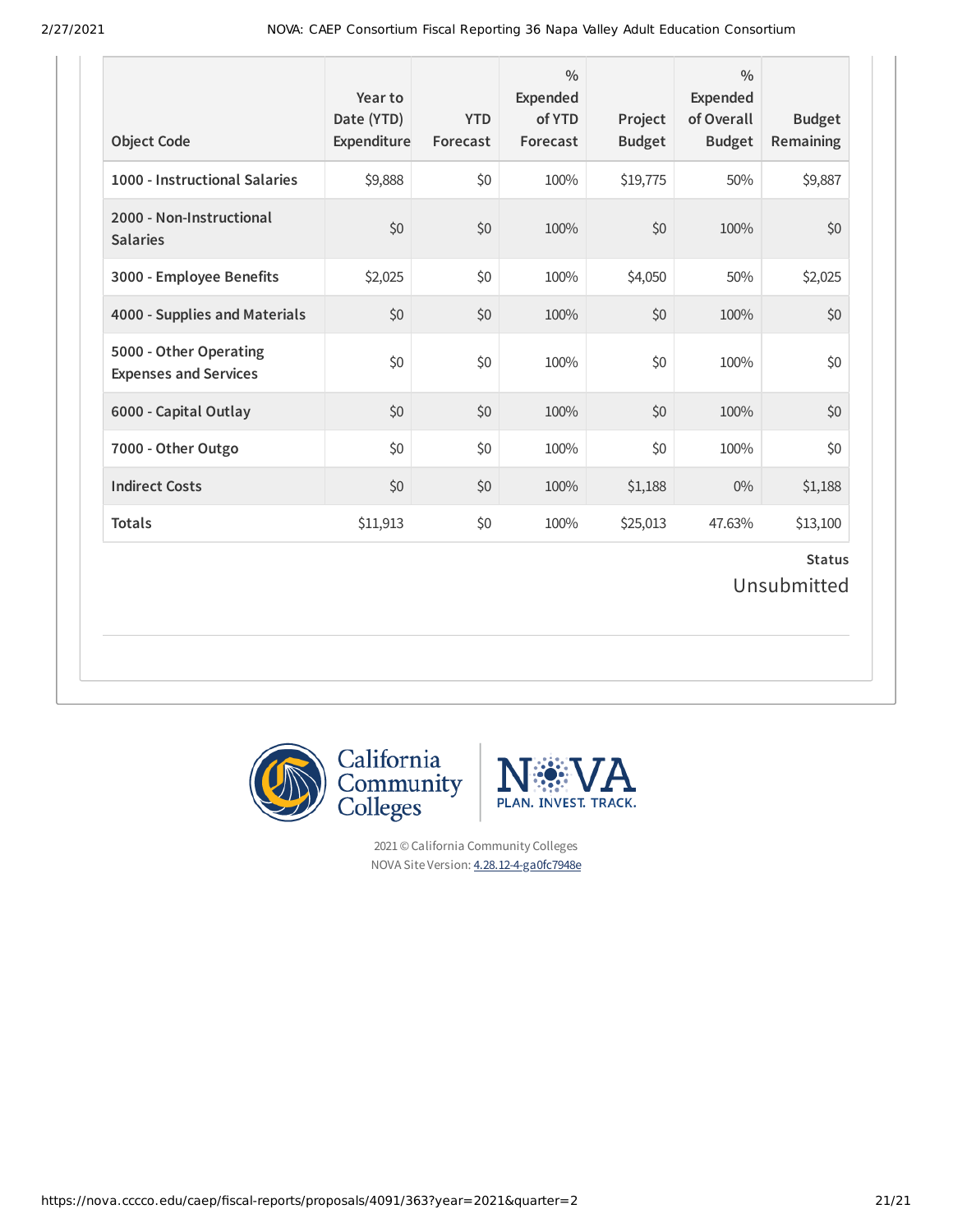| Object Code | Year to Date (YTD) Expenditure | YTD Forecast | % Expended of YTD Forecast | Project Budget | % Expended of Overall Budget | Budget Remaining |
|---|---|---|---|---|---|---|
| 1000 - Instructional Salaries | $9,888 | $0 | 100% | $19,775 | 50% | $9,887 |
| 2000 - Non-Instructional Salaries | $0 | $0 | 100% | $0 | 100% | $0 |
| 3000 - Employee Benefits | $2,025 | $0 | 100% | $4,050 | 50% | $2,025 |
| 4000 - Supplies and Materials | $0 | $0 | 100% | $0 | 100% | $0 |
| 5000 - Other Operating Expenses and Services | $0 | $0 | 100% | $0 | 100% | $0 |
| 6000 - Capital Outlay | $0 | $0 | 100% | $0 | 100% | $0 |
| 7000 - Other Outgo | $0 | $0 | 100% | $0 | 100% | $0 |
| Indirect Costs | $0 | $0 | 100% | $1,188 | 0% | $1,188 |
| Totals | $11,913 | $0 | 100% | $25,013 | 47.63% | $13,100 |

**Status**

Unsubmitted

California Community Colleges

NOVA PLAN. INVEST. TRACK.

2021 © California Community Colleges

NOVA Site Version: 4.28.12-4-ga0fc7948e